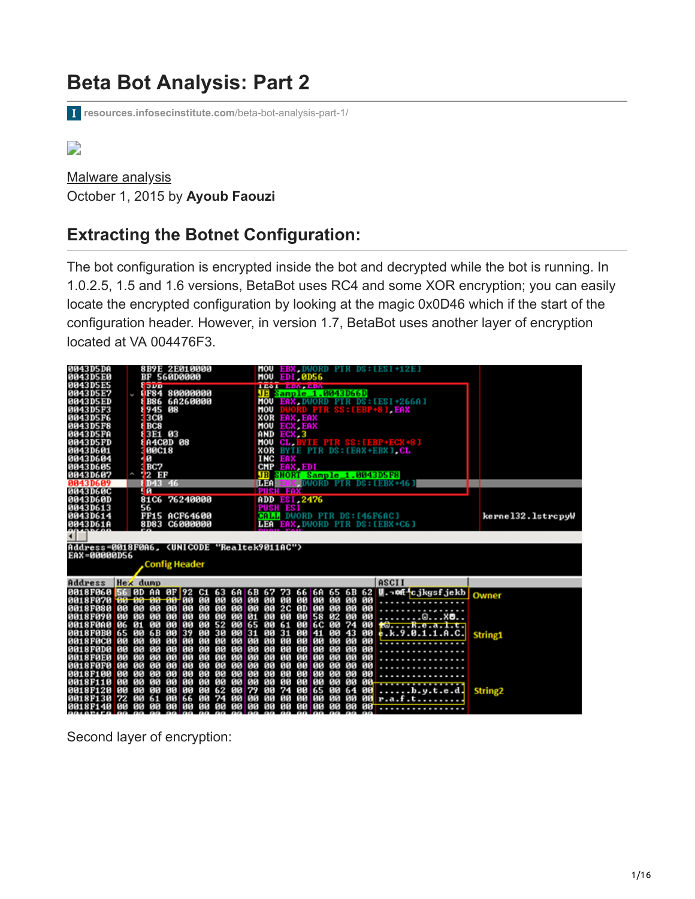# Beta Bot Analysis: Part 2

resources.infosecinstitute.com/beta-bot-analysis-part-1/

Malware analysis

October 1, 2015 by **Ayoub Faouzi**

## Extracting the Botnet Configuration:

The bot configuration is encrypted inside the bot and decrypted while the bot is running. In 1.0.2.5, 1.5 and 1.6 versions, BetaBot uses RC4 and some XOR encryption; you can easily locate the encrypted configuration by looking at the magic 0x0D46 which if the start of the configuration header. However, in version 1.7, BetaBot uses another layer of encryption located at VA 004476F3.

Second layer of encryption: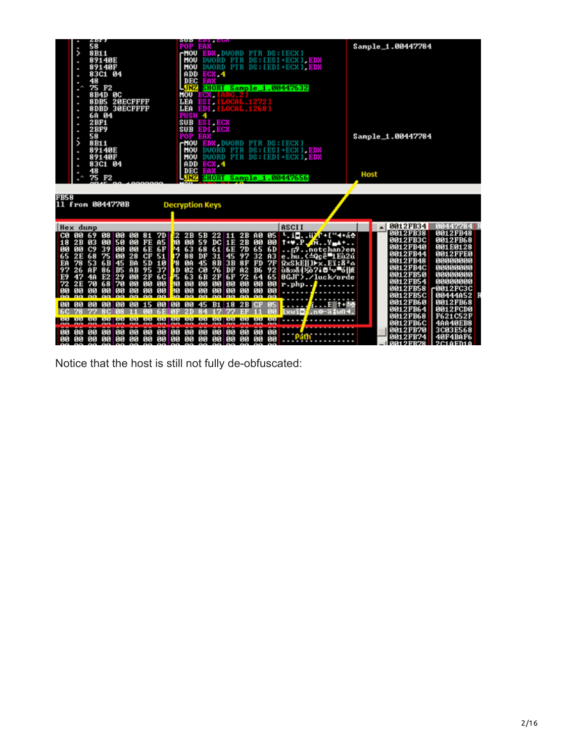Notice that the host is still not fully de-obfuscated: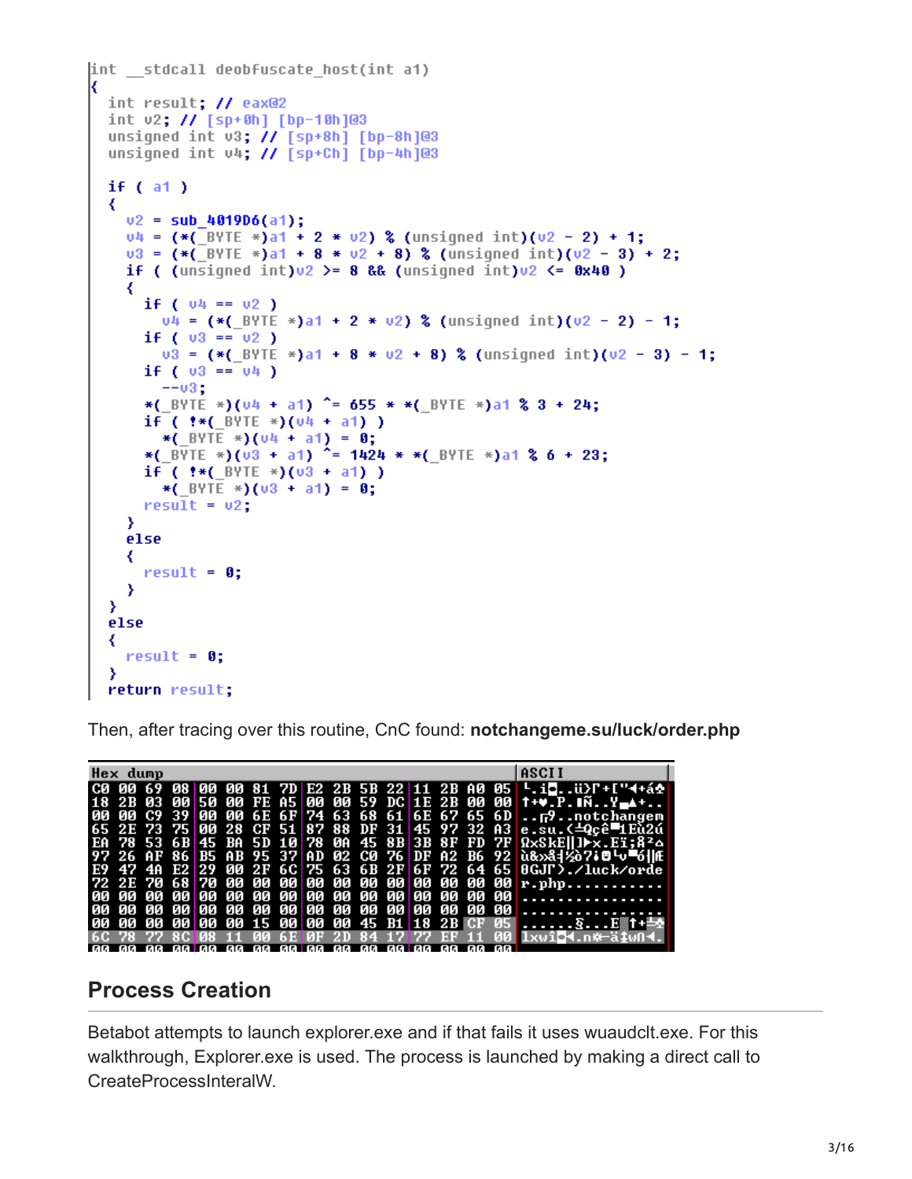```
int __stdcall deobfuscate_host(int a1)
{
  int result; // eax@2
  int v2; // [sp+0h] [bp-10h]@3
  unsigned int v3; // [sp+8h] [bp-8h]@3
  unsigned int v4; // [sp+Ch] [bp-4h]@3

  if ( a1 )
  {
    v2 = sub_4019D6(a1);
    v4 = (*(_BYTE *)a1 + 2 * v2) % (unsigned int)(v2 - 2) + 1;
    v3 = (*(_BYTE *)a1 + 8 * v2 + 8) % (unsigned int)(v2 - 3) + 2;
    if ( (unsigned int)v2 >= 8 && (unsigned int)v2 <= 0x40 )
    {
      if ( v4 == v2 )
        v4 = (*(_BYTE *)a1 + 2 * v2) % (unsigned int)(v2 - 2) - 1;
      if ( v3 == v2 )
        v3 = (*(_BYTE *)a1 + 8 * v2 + 8) % (unsigned int)(v2 - 3) - 1;
      if ( v3 == v4 )
        --v3;
      *(_BYTE *)(v4 + a1) ^= 655 * *(_BYTE *)a1 % 3 + 24;
      if ( !*(_BYTE *)(v4 + a1) )
        *(_BYTE *)(v4 + a1) = 0;
      *(_BYTE *)(v3 + a1) ^= 1424 * *(_BYTE *)a1 % 6 + 23;
      if ( !*(_BYTE *)(v3 + a1) )
        *(_BYTE *)(v3 + a1) = 0;
      result = v2;
    }
    else
    {
      result = 0;
    }
  }
  else
  {
    result = 0;
  }
  return result;
```

Then, after tracing over this routine, CnC found: **notchangeme.su/luck/order.php**

```
Hex dump                                          ASCII
C0 00 69 08 00 00 81 7D E2 2B 5B 22 11 2B A0 05  └.i...ü}Γ+["◄+á♣
18 2B 03 00 50 00 FE A5 00 00 59 DC 1E 2B 00 00  ↑+♥.P.■Ñ..Y▄▲+..
00 00 C9 39 00 00 6E 6F 74 63 68 61 6E 67 65 6D  ..╔9..notchangem
65 2E 73 75 00 28 CF 51 87 88 DF 31 45 97 32 A3  e.su.(╧Qçê▀1Eù2ú
EA 78 53 6B 45 BA 5D 10 78 0A 45 8B 3B 8F FD 7F  ΩxSkE║]►x.Eï;Å²⌂
97 26 AF 86 B5 AB 95 37 AD 02 C0 76 DF A2 B6 92  ù&»å╡½ò7¡☻└v▀ó╢Æ
E9 47 4A E2 29 00 2F 6C 75 63 6B 2F 6F 72 64 65  ΘGJΓ)./luck/orde
72 2E 70 68 70 00 00 00 00 00 00 00 00 00 00 00  r.php...........
00 00 00 00 00 00 00 00 00 00 00 00 00 00 00 00  ................
00 00 00 00 00 00 00 00 00 00 00 00 00 00 00 00  ................
00 00 00 00 00 00 15 00 00 00 45 B1 18 2B CF 05  ......§...E▒↑+╧♣
6C 78 77 8C 08 11 00 6E 0F 2D 84 17 77 EF 11 00  lxwî◘◄.n☼-ä↨wn◄.
00 00 00 00 00 00 00 00 00 00 00 00 00 00 00 00
```

## Process Creation

Betabot attempts to launch explorer.exe and if that fails it uses wuaudclt.exe. For this walkthrough, Explorer.exe is used. The process is launched by making a direct call to CreateProcessInteralW.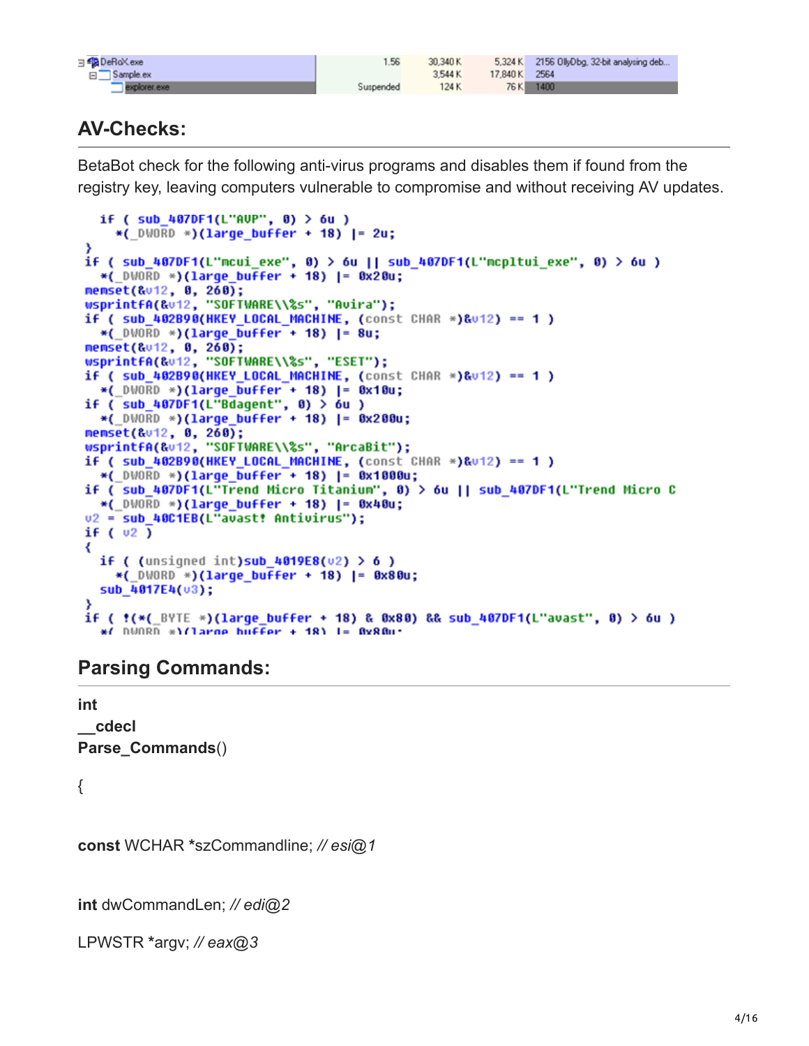| | | | | |
|---|---|---|---|---|
| DeRoX.exe | 1.56 | 30,340 K | 5,324 K | 2156 OllyDbg, 32-bit analysing deb... |
| Sample.ex | | 3,544 K | 17,840 K | 2564 |
| explorer.exe | Suspended | 124 K | 76 K | 1400 |

## AV-Checks:

BetaBot check for the following anti-virus programs and disables them if found from the registry key, leaving computers vulnerable to compromise and without receiving AV updates.

```
  if ( sub_407DF1(L"AVP", 0) > 6u )
    *(_DWORD *)(large_buffer + 18) |= 2u;
}
if ( sub_407DF1(L"mcui_exe", 0) > 6u || sub_407DF1(L"mcpltui_exe", 0) > 6u )
  *(_DWORD *)(large_buffer + 18) |= 0x20u;
memset(&v12, 0, 260);
wsprintfA(&v12, "SOFTWARE\\%s", "Avira");
if ( sub_402B90(HKEY_LOCAL_MACHINE, (const CHAR *)&v12) == 1 )
  *(_DWORD *)(large_buffer + 18) |= 8u;
memset(&v12, 0, 260);
wsprintfA(&v12, "SOFTWARE\\%s", "ESET");
if ( sub_402B90(HKEY_LOCAL_MACHINE, (const CHAR *)&v12) == 1 )
  *(_DWORD *)(large_buffer + 18) |= 0x10u;
if ( sub_407DF1(L"Bdagent", 0) > 6u )
  *(_DWORD *)(large_buffer + 18) |= 0x200u;
memset(&v12, 0, 260);
wsprintfA(&v12, "SOFTWARE\\%s", "ArcaBit");
if ( sub_402B90(HKEY_LOCAL_MACHINE, (const CHAR *)&v12) == 1 )
  *(_DWORD *)(large_buffer + 18) |= 0x1000u;
if ( sub_407DF1(L"Trend Micro Titanium", 0) > 6u || sub_407DF1(L"Trend Micro C
  *(_DWORD *)(large_buffer + 18) |= 0x40u;
v2 = sub_40C1EB(L"avast! Antivirus");
if ( v2 )
{
  if ( (unsigned int)sub_4019E8(v2) > 6 )
    *(_DWORD *)(large_buffer + 18) |= 0x80u;
  sub_4017E4(v3);
}
if ( !(*(_BYTE *)(large_buffer + 18) & 0x80) && sub_407DF1(L"avast", 0) > 6u )
  *(_DWORD *)(large_buffer + 18) |= 0x80u;
```

## Parsing Commands:

```
int
__cdecl
Parse_Commands()

{

const WCHAR *szCommandline; // esi@1

int dwCommandLen; // edi@2

LPWSTR *argv; // eax@3
```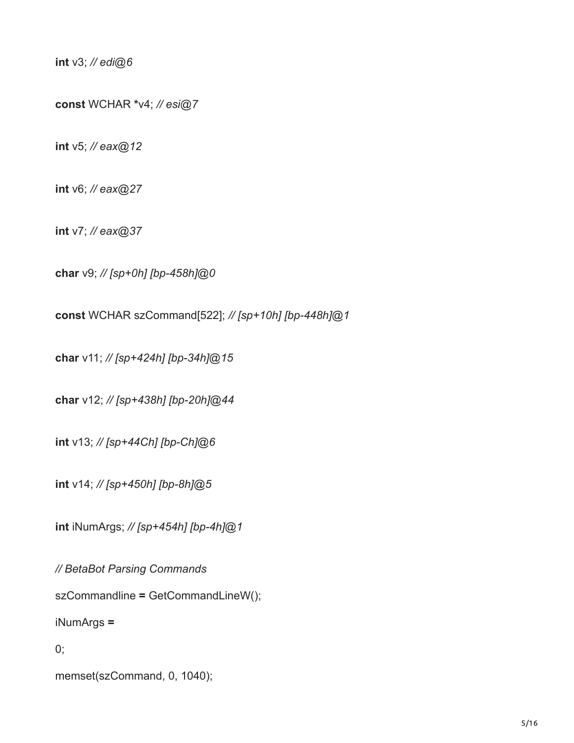```
int v3; // edi@6

const WCHAR *v4; // esi@7

int v5; // eax@12

int v6; // eax@27

int v7; // eax@37

char v9; // [sp+0h] [bp-458h]@0

const WCHAR szCommand[522]; // [sp+10h] [bp-448h]@1

char v11; // [sp+424h] [bp-34h]@15

char v12; // [sp+438h] [bp-20h]@44

int v13; // [sp+44Ch] [bp-Ch]@6

int v14; // [sp+450h] [bp-8h]@5

int iNumArgs; // [sp+454h] [bp-4h]@1

// BetaBot Parsing Commands
szCommandline = GetCommandLineW();
iNumArgs =
0;
memset(szCommand, 0, 1040);
```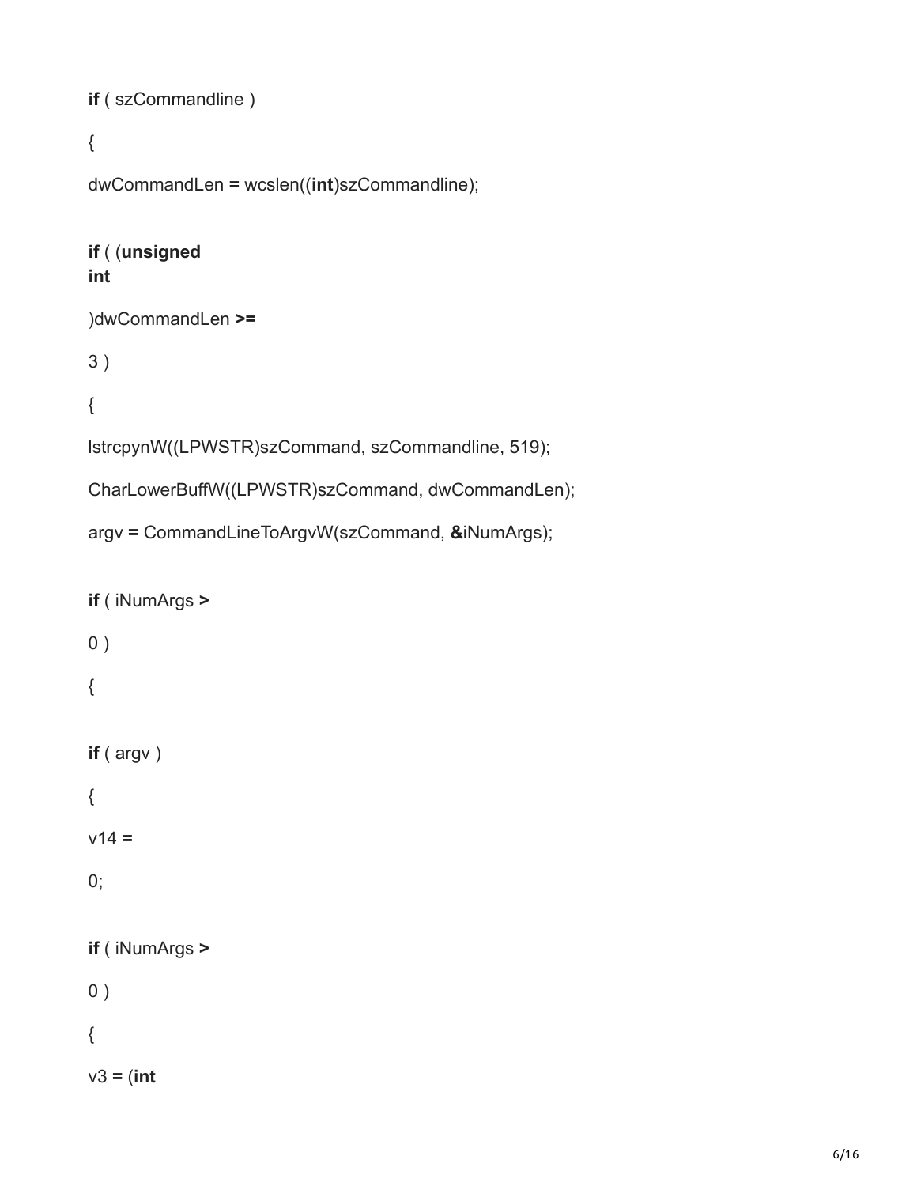```
if ( szCommandline )

{

dwCommandLen = wcslen((int)szCommandline);

if ( (unsigned
int

)dwCommandLen >=

3 )

{

lstrcpynW((LPWSTR)szCommand, szCommandline, 519);

CharLowerBuffW((LPWSTR)szCommand, dwCommandLen);

argv = CommandLineToArgvW(szCommand, &iNumArgs);

if ( iNumArgs >

0 )

{

if ( argv )

{

v14 =

0;

if ( iNumArgs >

0 )

{

v3 = (int
```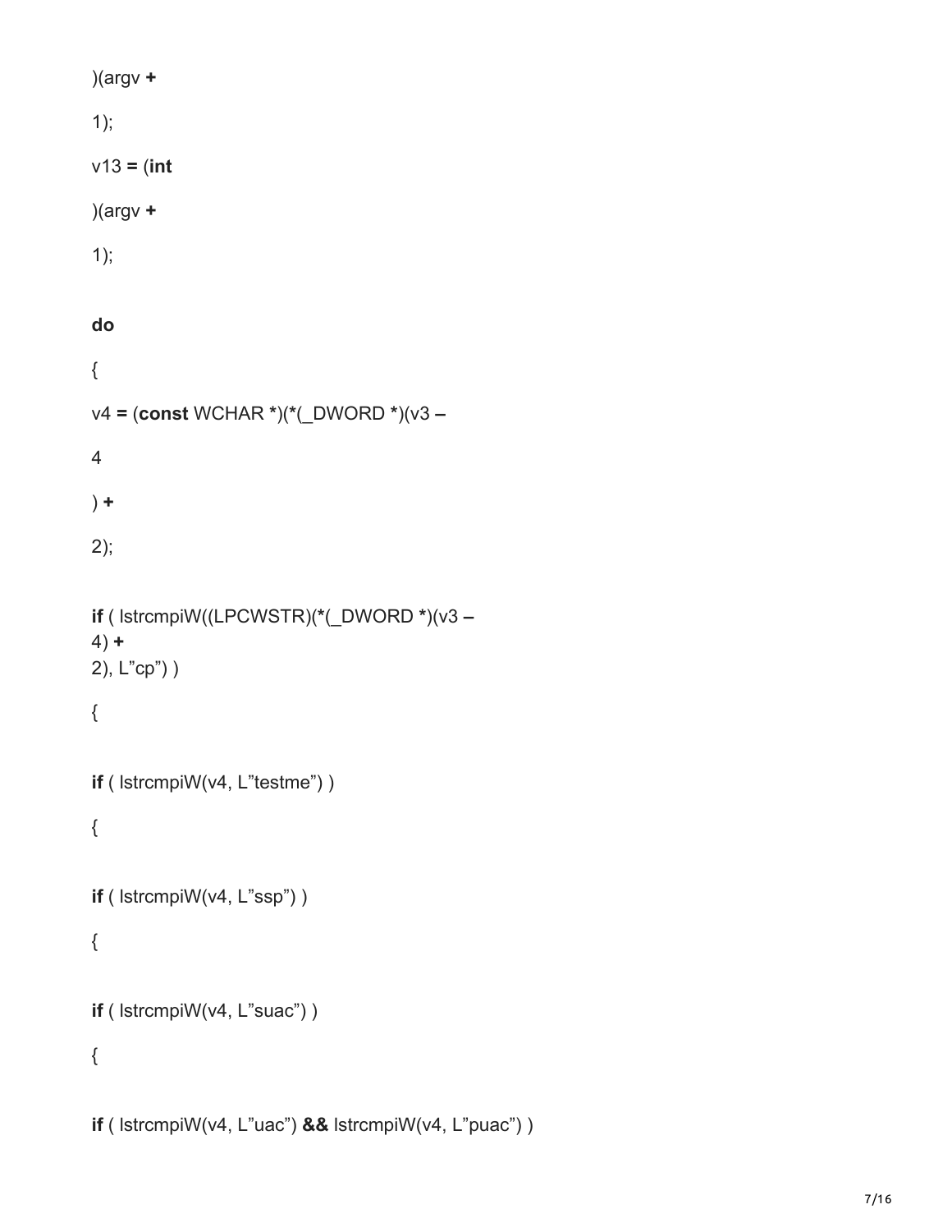```
)(argv +
1);
v13 = (int
)(argv +
1);

do
{
v4 = (const WCHAR *)(*(_DWORD *)(v3 –
4
) +
2);

if ( lstrcmpiW((LPCWSTR)(*(_DWORD *)(v3 –
4) +
2), L"cp") )
{

if ( lstrcmpiW(v4, L"testme") )
{

if ( lstrcmpiW(v4, L"ssp") )
{

if ( lstrcmpiW(v4, L"suac") )
{

if ( lstrcmpiW(v4, L"uac") && lstrcmpiW(v4, L"puac") )
```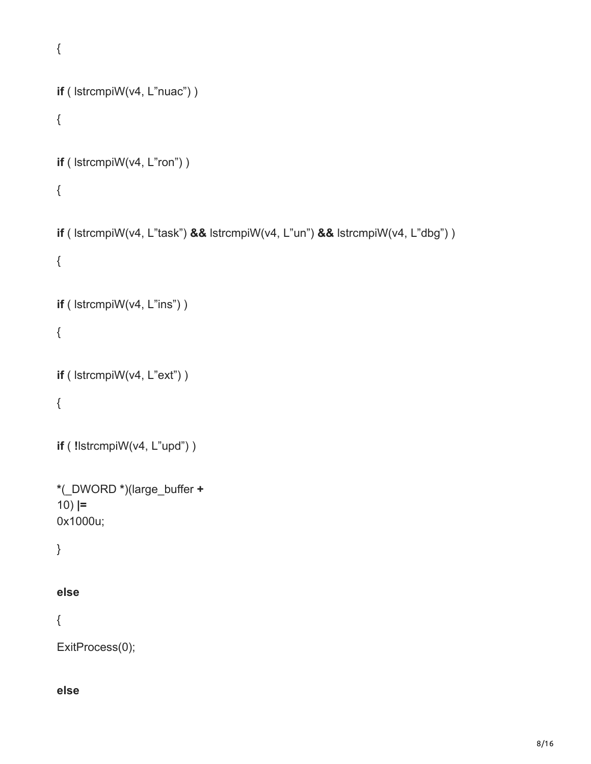```
{

if ( lstrcmpiW(v4, L”nuac”) )

{

if ( lstrcmpiW(v4, L”ron”) )

{

if ( lstrcmpiW(v4, L”task”) && lstrcmpiW(v4, L”un”) && lstrcmpiW(v4, L”dbg”) )

{

if ( lstrcmpiW(v4, L”ins”) )

{

if ( lstrcmpiW(v4, L”ext”) )

{

if ( !lstrcmpiW(v4, L”upd”) )

*(_DWORD *)(large_buffer +
10) |=
0x1000u;

}

else

{

ExitProcess(0);

else
```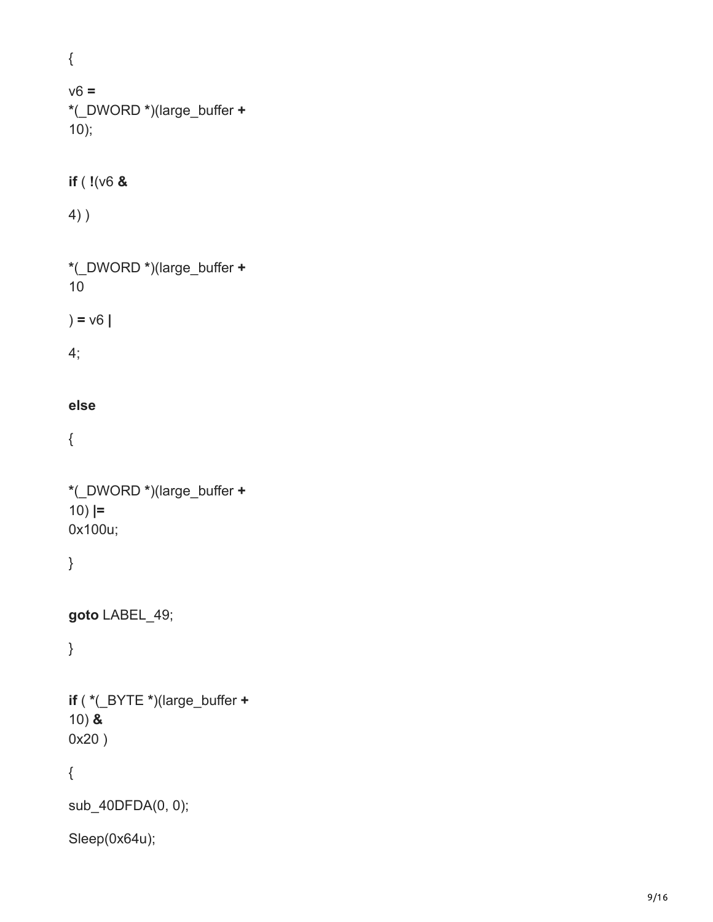```
{
v6 =
*(_DWORD *)(large_buffer +
10);

if ( !(v6 &
4) )

*(_DWORD *)(large_buffer +
10
) = v6 |
4;

else
{

*(_DWORD *)(large_buffer +
10) |=
0x100u;
}

goto LABEL_49;
}

if ( *(_BYTE *)(large_buffer +
10) &
0x20 )
{
sub_40DFDA(0, 0);
Sleep(0x64u);
```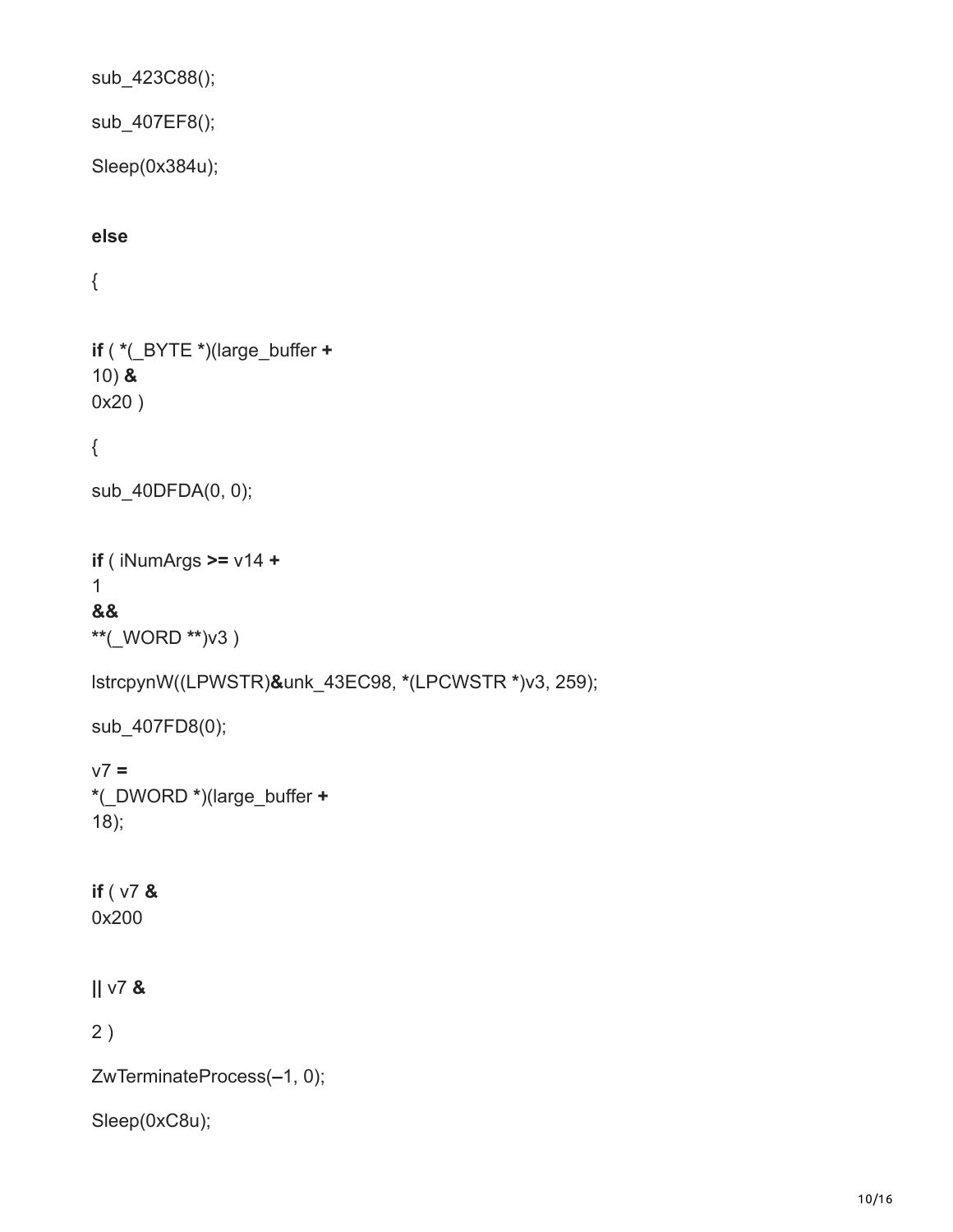```
sub_423C88();

sub_407EF8();

Sleep(0x384u);

else

{

if ( *(_BYTE *)(large_buffer +
10) &
0x20 )

{

sub_40DFDA(0, 0);

if ( iNumArgs >= v14 +
1
&&
**(_WORD **)v3 )

lstrcpynW((LPWSTR)&unk_43EC98, *(LPCWSTR *)v3, 259);

sub_407FD8(0);

v7 =
*(_DWORD *)(large_buffer +
18);

if ( v7 &
0x200

|| v7 &

2 )

ZwTerminateProcess(–1, 0);

Sleep(0xC8u);
```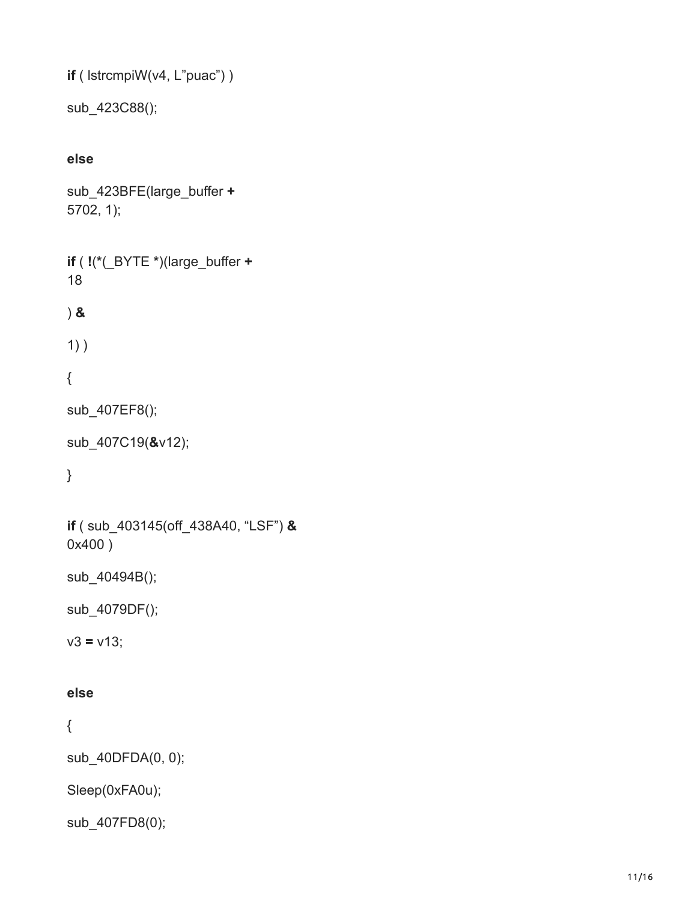```
if ( lstrcmpiW(v4, L"puac") )

sub_423C88();

else

sub_423BFE(large_buffer +
5702, 1);

if ( !(*(_BYTE *)(large_buffer +
18

) &

1) )

{

sub_407EF8();

sub_407C19(&v12);

}

if ( sub_403145(off_438A40, "LSF") &
0x400 )

sub_40494B();

sub_4079DF();

v3 = v13;

else

{

sub_40DFDA(0, 0);

Sleep(0xFA0u);

sub_407FD8(0);
```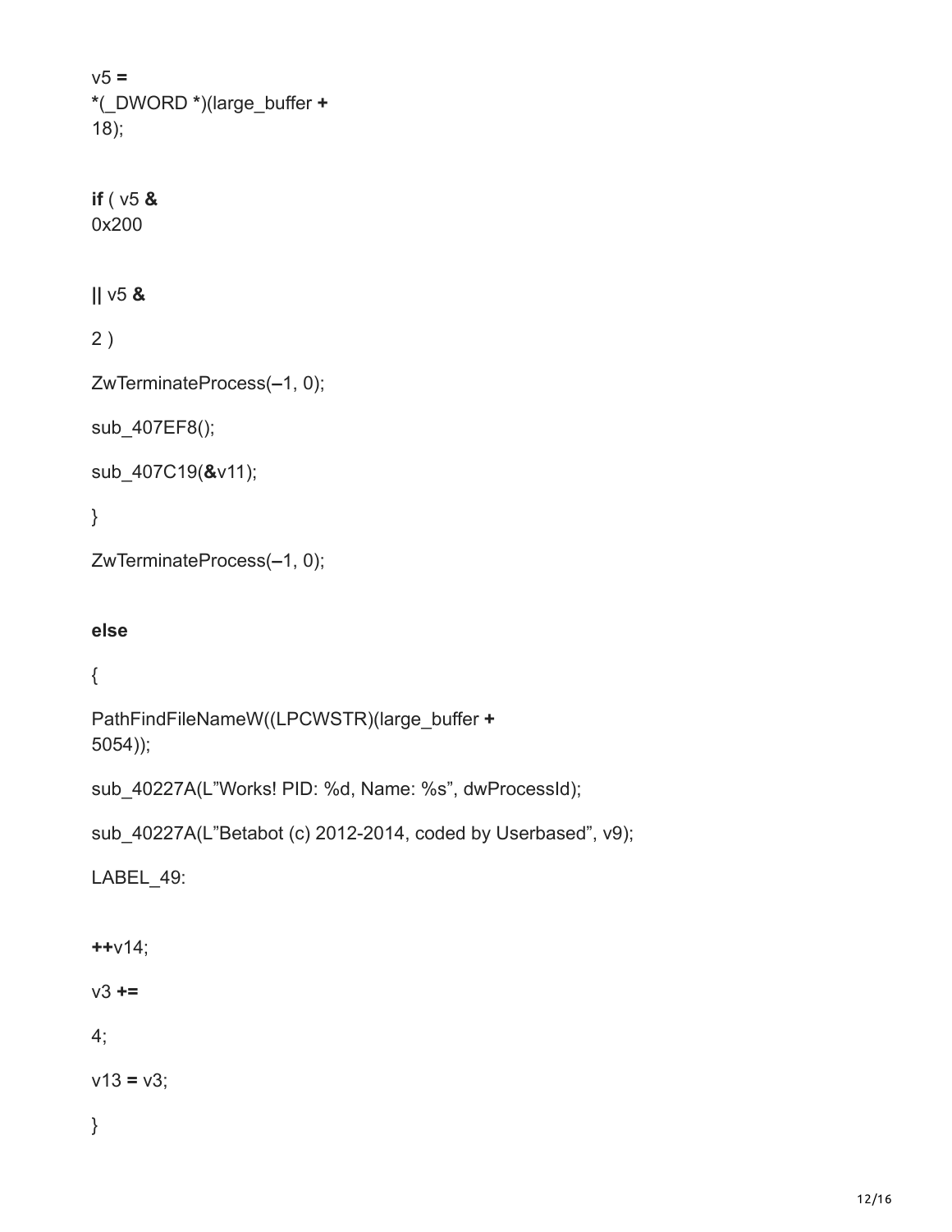```
v5 =
*(_DWORD *)(large_buffer +
18);

if ( v5 &
0x200

|| v5 &

2 )

ZwTerminateProcess(–1, 0);

sub_407EF8();

sub_407C19(&v11);

}

ZwTerminateProcess(–1, 0);

else

{

PathFindFileNameW((LPCWSTR)(large_buffer +
5054));

sub_40227A(L"Works! PID: %d, Name: %s", dwProcessId);

sub_40227A(L"Betabot (c) 2012-2014, coded by Userbased", v9);

LABEL_49:

++v14;

v3 +=

4;

v13 = v3;

}
```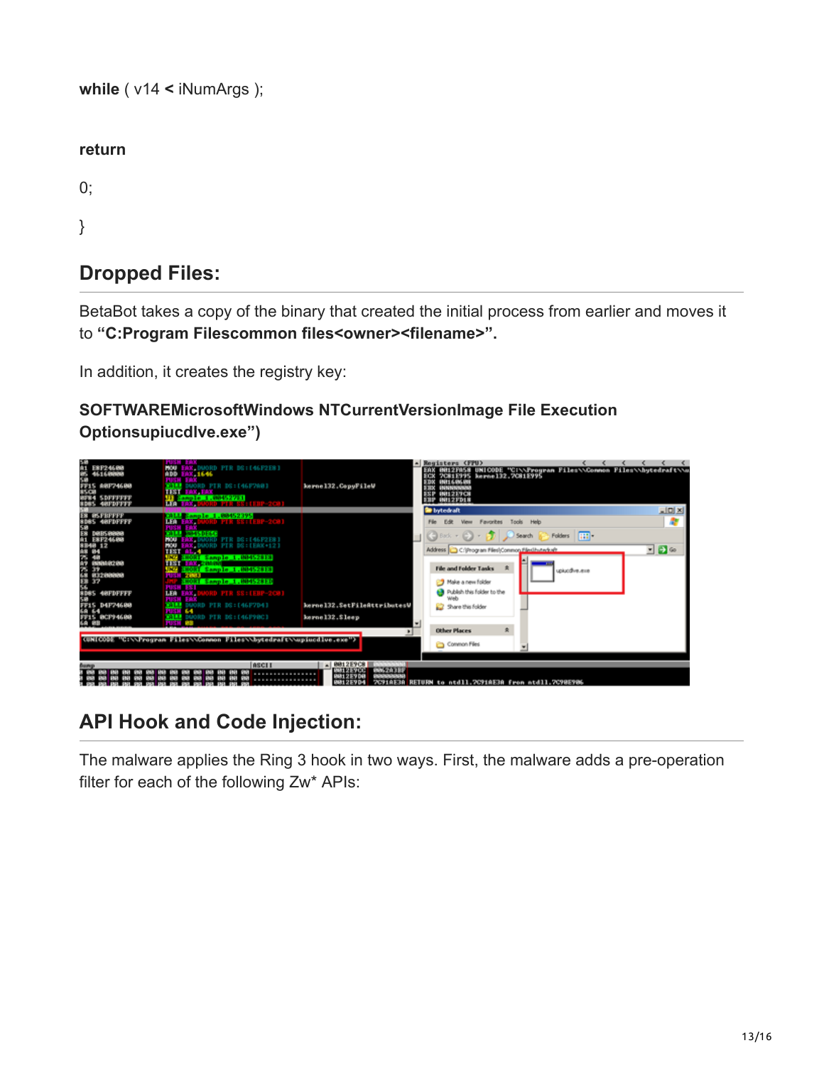```
while ( v14 < iNumArgs );

return

0;

}
```

## Dropped Files:

BetaBot takes a copy of the binary that created the initial process from earlier and moves it to **"C:Program Filescommon files<owner><filename>".**

In addition, it creates the registry key:

**SOFTWAREMicrosoftWindows NTCurrentVersionImage File Execution Optionsupiucdlve.exe")**

## API Hook and Code Injection:

The malware applies the Ring 3 hook in two ways. First, the malware adds a pre-operation filter for each of the following Zw* APIs: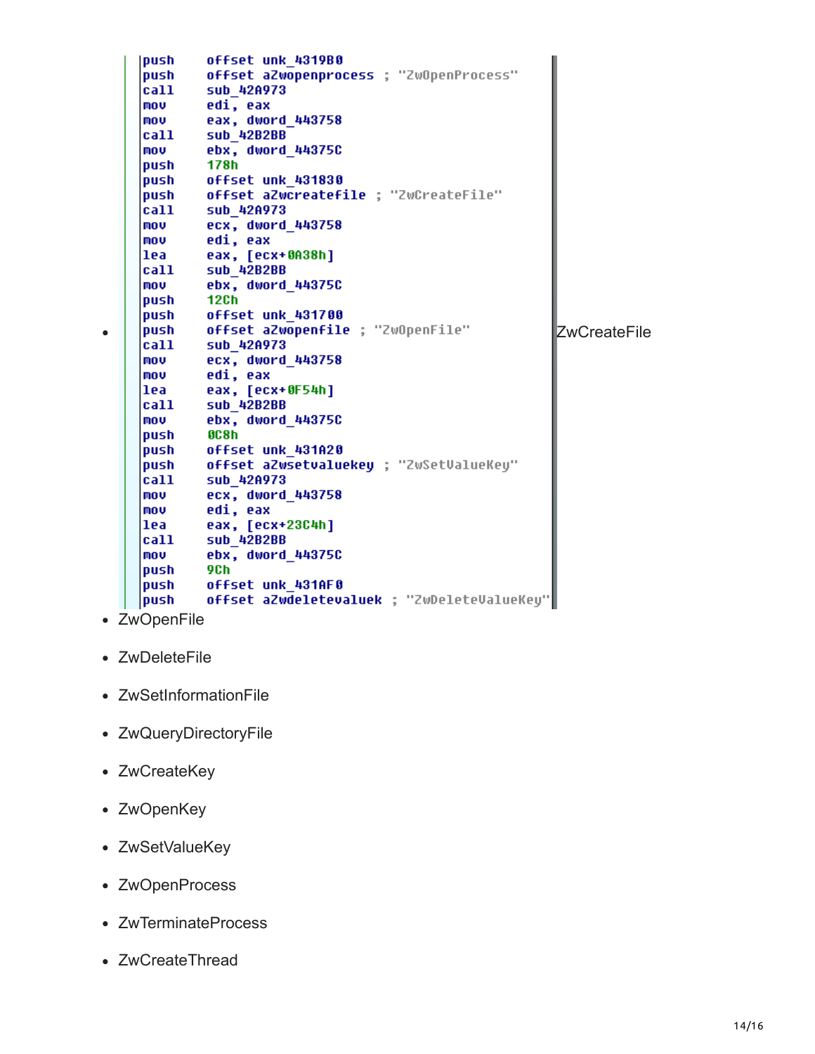```
push    offset unk_4319B0
push    offset aZwopenprocess ; "ZwOpenProcess"
call    sub_42A973
mov     edi, eax
mov     eax, dword_443758
call    sub_42B2BB
mov     ebx, dword_44375C
push    178h
push    offset unk_431830
push    offset aZwcreatefile ; "ZwCreateFile"
call    sub_42A973
mov     ecx, dword_443758
mov     edi, eax
lea     eax, [ecx+0A38h]
call    sub_42B2BB
mov     ebx, dword_44375C
push    12Ch
push    offset unk_431700
push    offset aZwopenfile ; "ZwOpenFile"
call    sub_42A973
mov     ecx, dword_443758
mov     edi, eax
lea     eax, [ecx+0F54h]
call    sub_42B2BB
mov     ebx, dword_44375C
push    0C8h
push    offset unk_431A20
push    offset aZwsetvaluekey ; "ZwSetValueKey"
call    sub_42A973
mov     ecx, dword_443758
mov     edi, eax
lea     eax, [ecx+23C4h]
call    sub_42B2BB
mov     ebx, dword_44375C
push    9Ch
push    offset unk_431AF0
push    offset aZwdeletevaluek ; "ZwDeleteValueKey"
```

- ZwCreateFile
- ZwOpenFile
- ZwDeleteFile
- ZwSetInformationFile
- ZwQueryDirectoryFile
- ZwCreateKey
- ZwOpenKey
- ZwSetValueKey
- ZwOpenProcess
- ZwTerminateProcess
- ZwCreateThread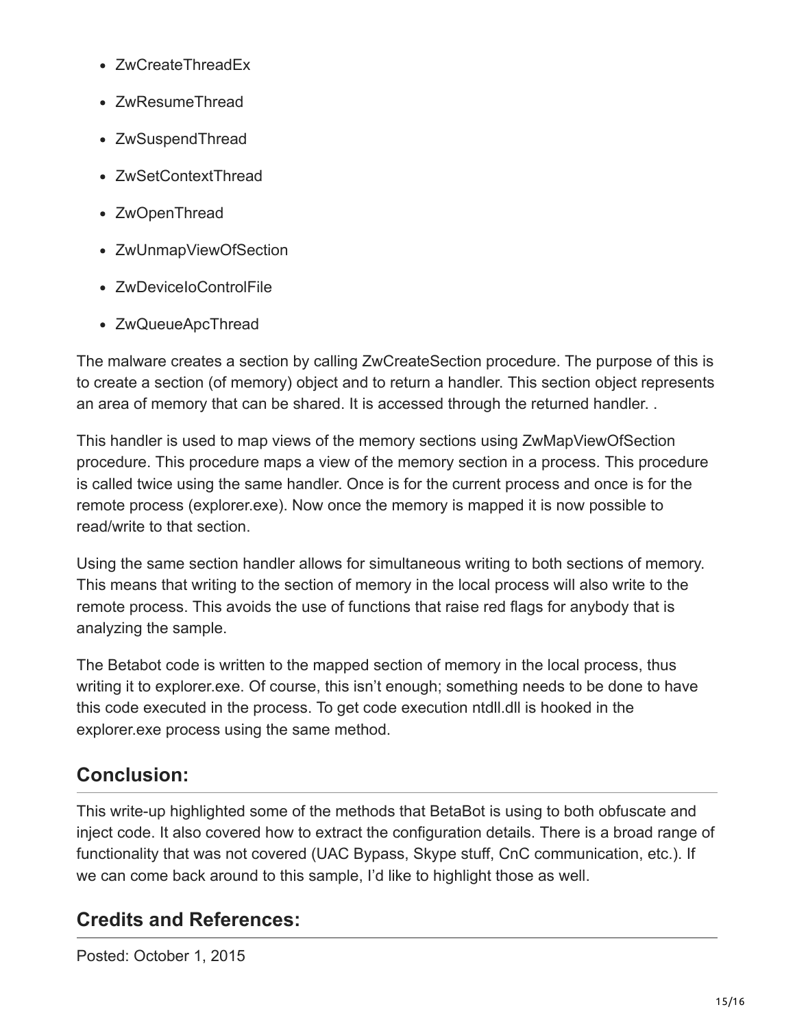- ZwCreateThreadEx
- ZwResumeThread
- ZwSuspendThread
- ZwSetContextThread
- ZwOpenThread
- ZwUnmapViewOfSection
- ZwDeviceIoControlFile
- ZwQueueApcThread

The malware creates a section by calling ZwCreateSection procedure. The purpose of this is to create a section (of memory) object and to return a handler. This section object represents an area of memory that can be shared. It is accessed through the returned handler. .

This handler is used to map views of the memory sections using ZwMapViewOfSection procedure. This procedure maps a view of the memory section in a process. This procedure is called twice using the same handler. Once is for the current process and once is for the remote process (explorer.exe). Now once the memory is mapped it is now possible to read/write to that section.

Using the same section handler allows for simultaneous writing to both sections of memory. This means that writing to the section of memory in the local process will also write to the remote process. This avoids the use of functions that raise red flags for anybody that is analyzing the sample.

The Betabot code is written to the mapped section of memory in the local process, thus writing it to explorer.exe. Of course, this isn't enough; something needs to be done to have this code executed in the process. To get code execution ntdll.dll is hooked in the explorer.exe process using the same method.

## Conclusion:

This write-up highlighted some of the methods that BetaBot is using to both obfuscate and inject code. It also covered how to extract the configuration details. There is a broad range of functionality that was not covered (UAC Bypass, Skype stuff, CnC communication, etc.). If we can come back around to this sample, I'd like to highlight those as well.

## Credits and References:

Posted: October 1, 2015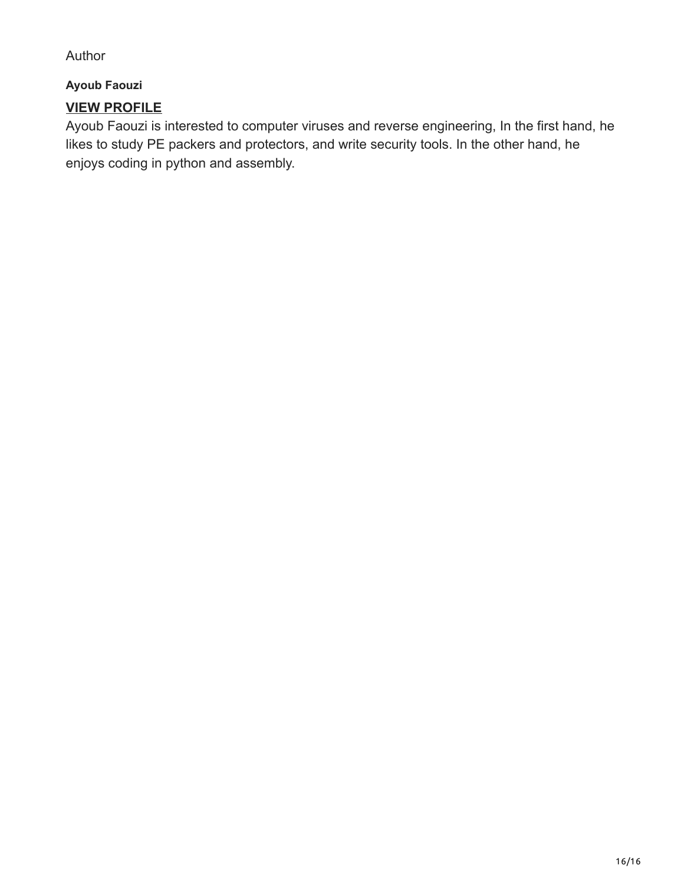Author

**Ayoub Faouzi**

**VIEW PROFILE**

Ayoub Faouzi is interested to computer viruses and reverse engineering, In the first hand, he likes to study PE packers and protectors, and write security tools. In the other hand, he enjoys coding in python and assembly.